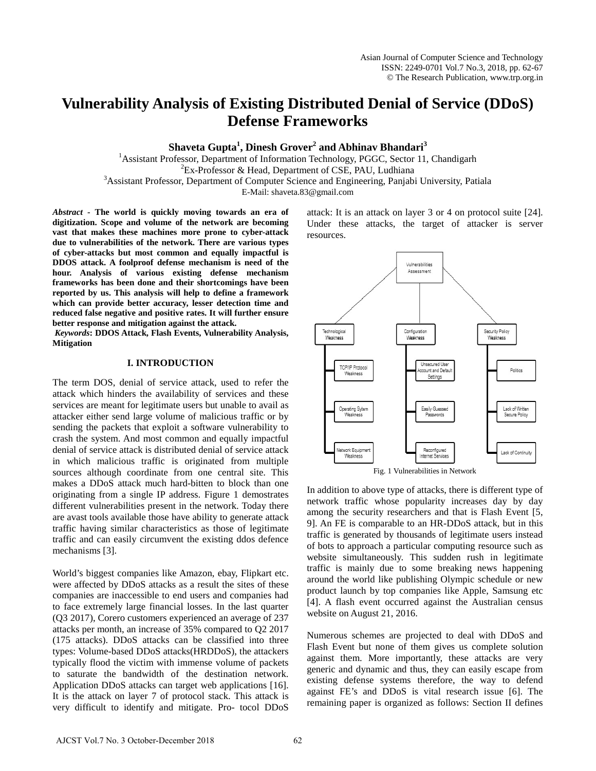# Vulnerability Analysis of Existing Distributed Denial of Service (DDoS) Defense Frameworks

**Shaveta Gupta[1], Dinesh Grover[2] and Abhinav Bhandari[3]**

[1]Assistant Professor, Department of Information Technology, PGGC, Sector 11, Chandigarh
[2]Ex-Professor & Head, Department of CSE, PAU, Ludhiana
[3]Assistant Professor, Department of Computer Science and Engineering, Panjabi University, Patiala
E-Mail: shaveta.83@gmail.com

***Abstract*** - **The world is quickly moving towards an era of digitization. Scope and volume of the network are becoming vast that makes these machines more prone to cyber-attack due to vulnerabilities of the network. There are various types of cyber-attacks but most common and equally impactful is DDOS attack. A foolproof defense mechanism is need of the hour. Analysis of various existing defense mechanism frameworks has been done and their shortcomings have been reported by us. This analysis will help to define a framework which can provide better accuracy, lesser detection time and reduced false negative and positive rates. It will further ensure better response and mitigation against the attack.**

***Keywords*: DDOS Attack, Flash Events, Vulnerability Analysis, Mitigation**

## I. INTRODUCTION

The term DOS, denial of service attack, used to refer the attack which hinders the availability of services and these services are meant for legitimate users but unable to avail as attacker either send large volume of malicious traffic or by sending the packets that exploit a software vulnerability to crash the system. And most common and equally impactful denial of service attack is distributed denial of service attack in which malicious traffic is originated from multiple sources although coordinate from one central site. This makes a DDoS attack much hard-bitten to block than one originating from a single IP address. Figure 1 demostrates different vulnerabilities present in the network. Today there are avast tools available those have ability to generate attack traffic having similar characteristics as those of legitimate traffic and can easily circumvent the existing ddos defence mechanisms [3].

World's biggest companies like Amazon, ebay, Flipkart etc. were affected by DDoS attacks as a result the sites of these companies are inaccessible to end users and companies had to face extremely large financial losses. In the last quarter (Q3 2017), Corero customers experienced an average of 237 attacks per month, an increase of 35% compared to Q2 2017 (175 attacks). DDoS attacks can be classified into three types: Volume-based DDoS attacks(HRDDoS), the attackers typically flood the victim with immense volume of packets to saturate the bandwidth of the destination network. Application DDoS attacks can target web applications [16]. It is the attack on layer 7 of protocol stack. This attack is very difficult to identify and mitigate. Pro- tocol DDoS attack: It is an attack on layer 3 or 4 on protocol suite [24]. Under these attacks, the target of attacker is server resources.

Vulnerabilities Assessment
- Technological Weakness
  - TCP/IP Protocol Weakness
  - Operating Sytem Weakness
  - Network Equipment Weakness
- Configuration Weakness
  - Unsecured User Account and Default Settings
  - Easily Guessed Passwords
  - Reconfigured Internet Services
- Security Policy Weakness
  - Politics
  - Lack of Written Secure Policy
  - Lack of Continuity

Fig. 1 Vulnerabilities in Network

In addition to above type of attacks, there is different type of network traffic whose popularity increases day by day among the security researchers and that is Flash Event [5, 9]. An FE is comparable to an HR-DDoS attack, but in this traffic is generated by thousands of legitimate users instead of bots to approach a particular computing resource such as website simultaneously. This sudden rush in legitimate traffic is mainly due to some breaking news happening around the world like publishing Olympic schedule or new product launch by top companies like Apple, Samsung etc [4]. A flash event occurred against the Australian census website on August 21, 2016.

Numerous schemes are projected to deal with DDoS and Flash Event but none of them gives us complete solution against them. More importantly, these attacks are very generic and dynamic and thus, they can easily escape from existing defense systems therefore, the way to defend against FE's and DDoS is vital research issue [6]. The remaining paper is organized as follows: Section II defines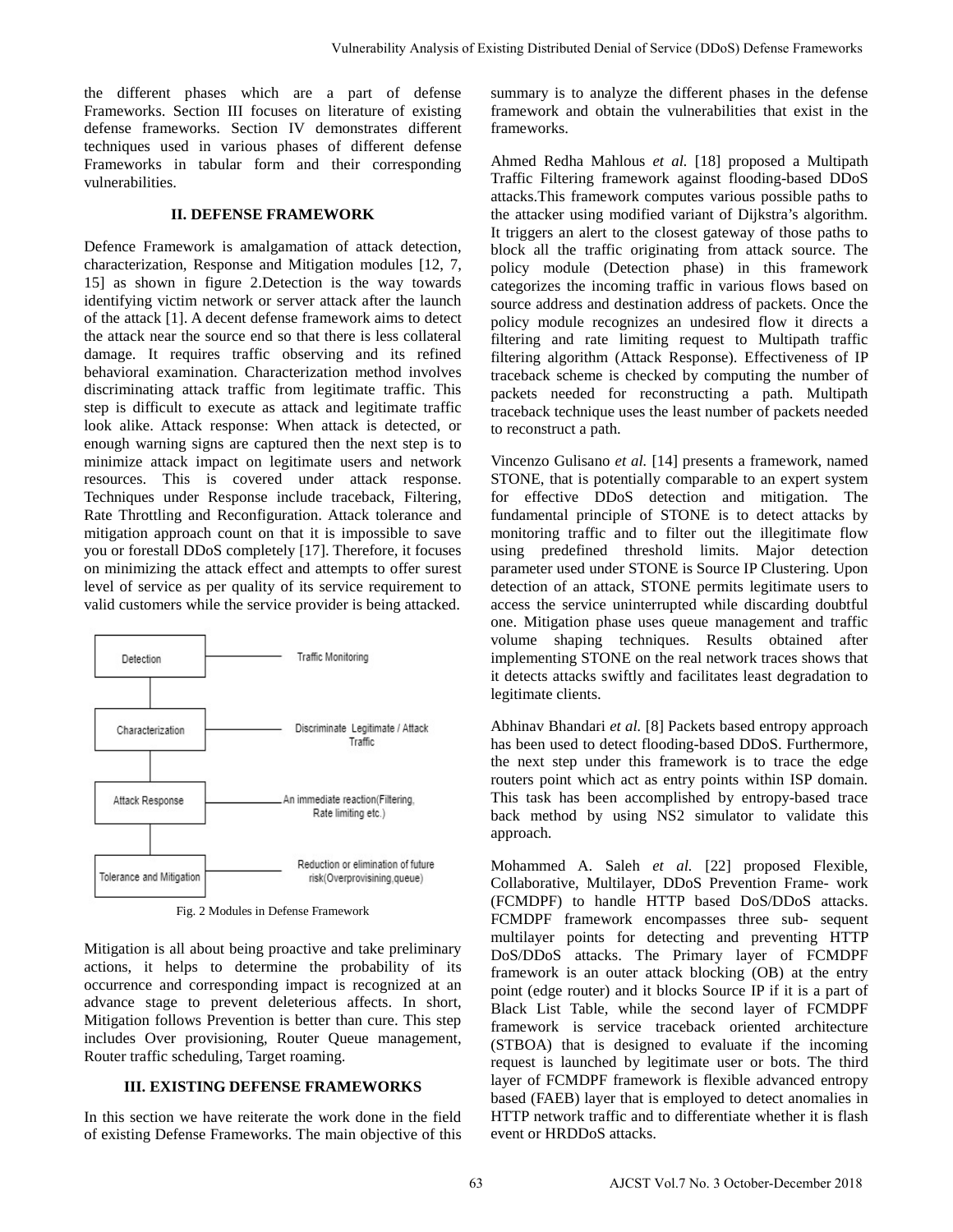the different phases which are a part of defense Frameworks. Section III focuses on literature of existing defense frameworks. Section IV demonstrates different techniques used in various phases of different defense Frameworks in tabular form and their corresponding vulnerabilities.

## II. DEFENSE FRAMEWORK

Defence Framework is amalgamation of attack detection, characterization, Response and Mitigation modules [12, 7, 15] as shown in figure 2.Detection is the way towards identifying victim network or server attack after the launch of the attack [1]. A decent defense framework aims to detect the attack near the source end so that there is less collateral damage. It requires traffic observing and its refined behavioral examination. Characterization method involves discriminating attack traffic from legitimate traffic. This step is difficult to execute as attack and legitimate traffic look alike. Attack response: When attack is detected, or enough warning signs are captured then the next step is to minimize attack impact on legitimate users and network resources. This is covered under attack response. Techniques under Response include traceback, Filtering, Rate Throttling and Reconfiguration. Attack tolerance and mitigation approach count on that it is impossible to save you or forestall DDoS completely [17]. Therefore, it focuses on minimizing the attack effect and attempts to offer surest level of service as per quality of its service requirement to valid customers while the service provider is being attacked.

| Module | Description |
| --- | --- |
| Detection | Traffic Monitoring |
| Characterization | Discriminate Legitimate / Attack Traffic |
| Attack Response | An immediate reaction(Filtering, Rate limiting etc.) |
| Tolerance and Mitigation | Reduction or elimination of future risk(Overprovisining,queue) |

Fig. 2 Modules in Defense Framework

Mitigation is all about being proactive and take preliminary actions, it helps to determine the probability of its occurrence and corresponding impact is recognized at an advance stage to prevent deleterious affects. In short, Mitigation follows Prevention is better than cure. This step includes Over provisioning, Router Queue management, Router traffic scheduling, Target roaming.

## III. EXISTING DEFENSE FRAMEWORKS

In this section we have reiterate the work done in the field of existing Defense Frameworks. The main objective of this summary is to analyze the different phases in the defense framework and obtain the vulnerabilities that exist in the frameworks.

Ahmed Redha Mahlous *et al.* [18] proposed a Multipath Traffic Filtering framework against flooding-based DDoS attacks.This framework computes various possible paths to the attacker using modified variant of Dijkstra's algorithm. It triggers an alert to the closest gateway of those paths to block all the traffic originating from attack source. The policy module (Detection phase) in this framework categorizes the incoming traffic in various flows based on source address and destination address of packets. Once the policy module recognizes an undesired flow it directs a filtering and rate limiting request to Multipath traffic filtering algorithm (Attack Response). Effectiveness of IP traceback scheme is checked by computing the number of packets needed for reconstructing a path. Multipath traceback technique uses the least number of packets needed to reconstruct a path.

Vincenzo Gulisano *et al.* [14] presents a framework, named STONE, that is potentially comparable to an expert system for effective DDoS detection and mitigation. The fundamental principle of STONE is to detect attacks by monitoring traffic and to filter out the illegitimate flow using predefined threshold limits. Major detection parameter used under STONE is Source IP Clustering. Upon detection of an attack, STONE permits legitimate users to access the service uninterrupted while discarding doubtful one. Mitigation phase uses queue management and traffic volume shaping techniques. Results obtained after implementing STONE on the real network traces shows that it detects attacks swiftly and facilitates least degradation to legitimate clients.

Abhinav Bhandari *et al.* [8] Packets based entropy approach has been used to detect flooding-based DDoS. Furthermore, the next step under this framework is to trace the edge routers point which act as entry points within ISP domain. This task has been accomplished by entropy-based trace back method by using NS2 simulator to validate this approach.

Mohammed A. Saleh *et al.* [22] proposed Flexible, Collaborative, Multilayer, DDoS Prevention Frame- work (FCMDPF) to handle HTTP based DoS/DDoS attacks. FCMDPF framework encompasses three sub- sequent multilayer points for detecting and preventing HTTP DoS/DDoS attacks. The Primary layer of FCMDPF framework is an outer attack blocking (OB) at the entry point (edge router) and it blocks Source IP if it is a part of Black List Table, while the second layer of FCMDPF framework is service traceback oriented architecture (STBOA) that is designed to evaluate if the incoming request is launched by legitimate user or bots. The third layer of FCMDPF framework is flexible advanced entropy based (FAEB) layer that is employed to detect anomalies in HTTP network traffic and to differentiate whether it is flash event or HRDDoS attacks.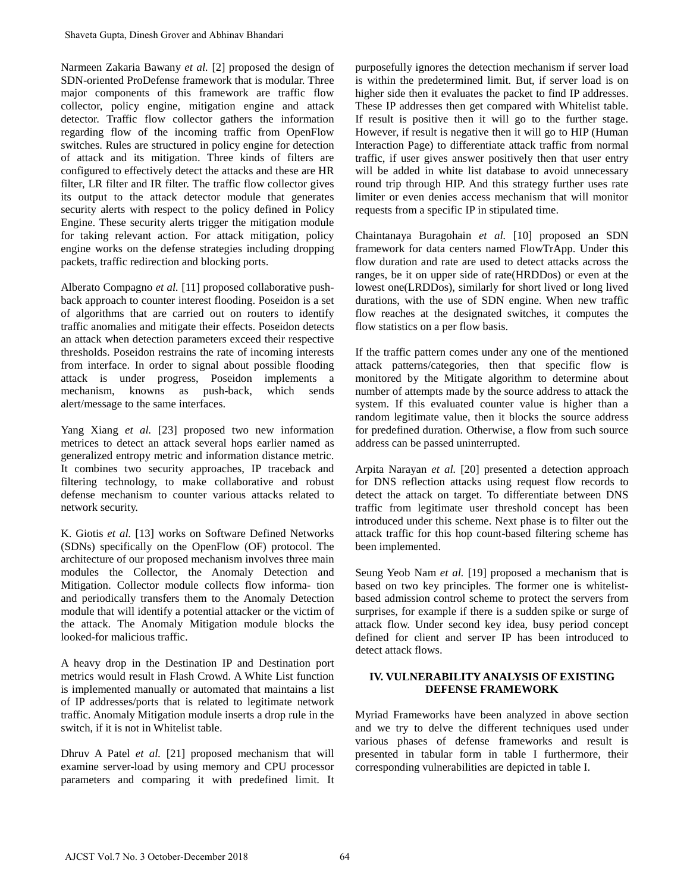Narmeen Zakaria Bawany *et al.* [2] proposed the design of SDN-oriented ProDefense framework that is modular. Three major components of this framework are traffic flow collector, policy engine, mitigation engine and attack detector. Traffic flow collector gathers the information regarding flow of the incoming traffic from OpenFlow switches. Rules are structured in policy engine for detection of attack and its mitigation. Three kinds of filters are configured to effectively detect the attacks and these are HR filter, LR filter and IR filter. The traffic flow collector gives its output to the attack detector module that generates security alerts with respect to the policy defined in Policy Engine. These security alerts trigger the mitigation module for taking relevant action. For attack mitigation, policy engine works on the defense strategies including dropping packets, traffic redirection and blocking ports.

Alberato Compagno *et al.* [11] proposed collaborative push-back approach to counter interest flooding. Poseidon is a set of algorithms that are carried out on routers to identify traffic anomalies and mitigate their effects. Poseidon detects an attack when detection parameters exceed their respective thresholds. Poseidon restrains the rate of incoming interests from interface. In order to signal about possible flooding attack is under progress, Poseidon implements a mechanism, knowns as push-back, which sends alert/message to the same interfaces.

Yang Xiang *et al.* [23] proposed two new information metrices to detect an attack several hops earlier named as generalized entropy metric and information distance metric. It combines two security approaches, IP traceback and filtering technology, to make collaborative and robust defense mechanism to counter various attacks related to network security.

K. Giotis *et al.* [13] works on Software Defined Networks (SDNs) specifically on the OpenFlow (OF) protocol. The architecture of our proposed mechanism involves three main modules the Collector, the Anomaly Detection and Mitigation. Collector module collects flow informa- tion and periodically transfers them to the Anomaly Detection module that will identify a potential attacker or the victim of the attack. The Anomaly Mitigation module blocks the looked-for malicious traffic.

A heavy drop in the Destination IP and Destination port metrics would result in Flash Crowd. A White List function is implemented manually or automated that maintains a list of IP addresses/ports that is related to legitimate network traffic. Anomaly Mitigation module inserts a drop rule in the switch, if it is not in Whitelist table.

Dhruv A Patel *et al.* [21] proposed mechanism that will examine server-load by using memory and CPU processor parameters and comparing it with predefined limit. It purposefully ignores the detection mechanism if server load is within the predetermined limit. But, if server load is on higher side then it evaluates the packet to find IP addresses. These IP addresses then get compared with Whitelist table. If result is positive then it will go to the further stage. However, if result is negative then it will go to HIP (Human Interaction Page) to differentiate attack traffic from normal traffic, if user gives answer positively then that user entry will be added in white list database to avoid unnecessary round trip through HIP. And this strategy further uses rate limiter or even denies access mechanism that will monitor requests from a specific IP in stipulated time.

Chaintanaya Buragohain *et al.* [10] proposed an SDN framework for data centers named FlowTrApp. Under this flow duration and rate are used to detect attacks across the ranges, be it on upper side of rate(HRDDos) or even at the lowest one(LRDDos), similarly for short lived or long lived durations, with the use of SDN engine. When new traffic flow reaches at the designated switches, it computes the flow statistics on a per flow basis.

If the traffic pattern comes under any one of the mentioned attack patterns/categories, then that specific flow is monitored by the Mitigate algorithm to determine about number of attempts made by the source address to attack the system. If this evaluated counter value is higher than a random legitimate value, then it blocks the source address for predefined duration. Otherwise, a flow from such source address can be passed uninterrupted.

Arpita Narayan *et al.* [20] presented a detection approach for DNS reflection attacks using request flow records to detect the attack on target. To differentiate between DNS traffic from legitimate user threshold concept has been introduced under this scheme. Next phase is to filter out the attack traffic for this hop count-based filtering scheme has been implemented.

Seung Yeob Nam *et al.* [19] proposed a mechanism that is based on two key principles. The former one is whitelist-based admission control scheme to protect the servers from surprises, for example if there is a sudden spike or surge of attack flow. Under second key idea, busy period concept defined for client and server IP has been introduced to detect attack flows.

## IV. VULNERABILITY ANALYSIS OF EXISTING DEFENSE FRAMEWORK

Myriad Frameworks have been analyzed in above section and we try to delve the different techniques used under various phases of defense frameworks and result is presented in tabular form in table I furthermore, their corresponding vulnerabilities are depicted in table I.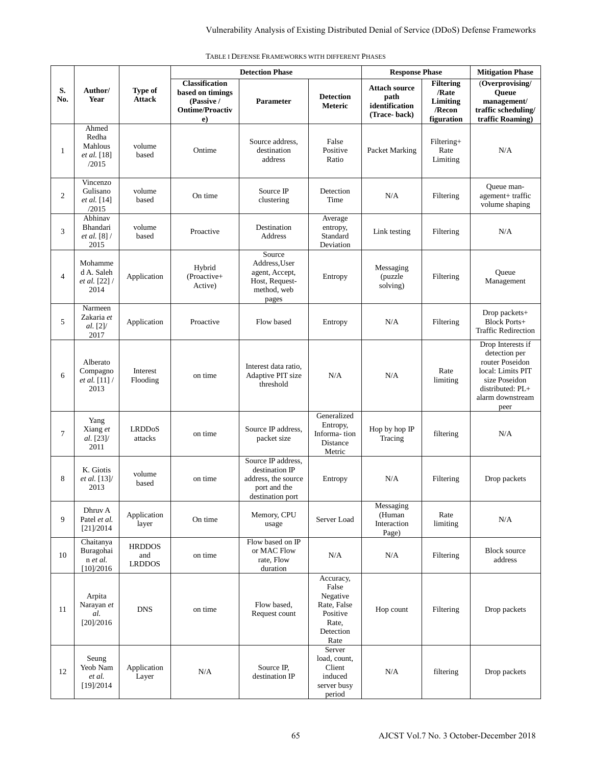TABLE I DEFENSE FRAMEWORKS WITH DIFFERENT PHASES

| S. No. | Author/ Year | Type of Attack | Detection Phase | | | Response Phase | | Mitigation Phase |
|---|---|---|---|---|---|---|---|---|
| | | | Classification based on timings (Passive / Ontime/Proactive) | Parameter | Detection Meteric | Attach source path identification (Trace- back) | Filtering /Rate Limiting /Reconfiguration | (Overprovising/ Queue management/ traffic scheduling/ traffic Roaming) |
| 1 | Ahmed Redha Mahlous *et al.* [18] /2015 | volume based | Ontime | Source address, destination address | False Positive Ratio | Packet Marking | Filtering+ Rate Limiting | N/A |
| 2 | Vincenzo Gulisano *et al.* [14] /2015 | volume based | On time | Source IP clustering | Detection Time | N/A | Filtering | Queue man-agement+ traffic volume shaping |
| 3 | Abhinav Bhandari *et al.* [8] / 2015 | volume based | Proactive | Destination Address | Average entropy, Standard Deviation | Link testing | Filtering | N/A |
| 4 | Mohammed A. Saleh *et al.* [22] / 2014 | Application | Hybrid (Proactive+ Active) | Source Address,User agent, Accept, Host, Request-method, web pages | Entropy | Messaging (puzzle solving) | Filtering | Queue Management |
| 5 | Narmeen Zakaria *et al.* [2]/ 2017 | Application | Proactive | Flow based | Entropy | N/A | Filtering | Drop packets+ Block Ports+ Traffic Redirection |
| 6 | Alberato Compagno *et al.* [11] / 2013 | Interest Flooding | on time | Interest data ratio, Adaptive PIT size threshold | N/A | N/A | Rate limiting | Drop Interests if detection per router Poseidon local: Limits PIT size Poseidon distributed: PL+ alarm downstream peer |
| 7 | Yang Xiang *et al.* [23]/ 2011 | LRDDoS attacks | on time | Source IP address, packet size | Generalized Entropy, Informa- tion Distance Metric | Hop by hop IP Tracing | filtering | N/A |
| 8 | K. Giotis *et al.* [13]/ 2013 | volume based | on time | Source IP address, destination IP address, the source port and the destination port | Entropy | N/A | Filtering | Drop packets |
| 9 | Dhruv A Patel *et al.* [21]/2014 | Application layer | On time | Memory, CPU usage | Server Load | Messaging (Human Interaction Page) | Rate limiting | N/A |
| 10 | Chaitanya Buragohain *et al.* [10]/2016 | HRDDOS and LRDDOS | on time | Flow based on IP or MAC Flow rate, Flow duration | N/A | N/A | Filtering | Block source address |
| 11 | Arpita Narayan *et al.* [20]/2016 | DNS | on time | Flow based, Request count | Accuracy, False Negative Rate, False Positive Rate, Detection Rate | Hop count | Filtering | Drop packets |
| 12 | Seung Yeob Nam *et al.* [19]/2014 | Application Layer | N/A | Source IP, destination IP | Server load, count, Client induced server busy period | N/A | filtering | Drop packets |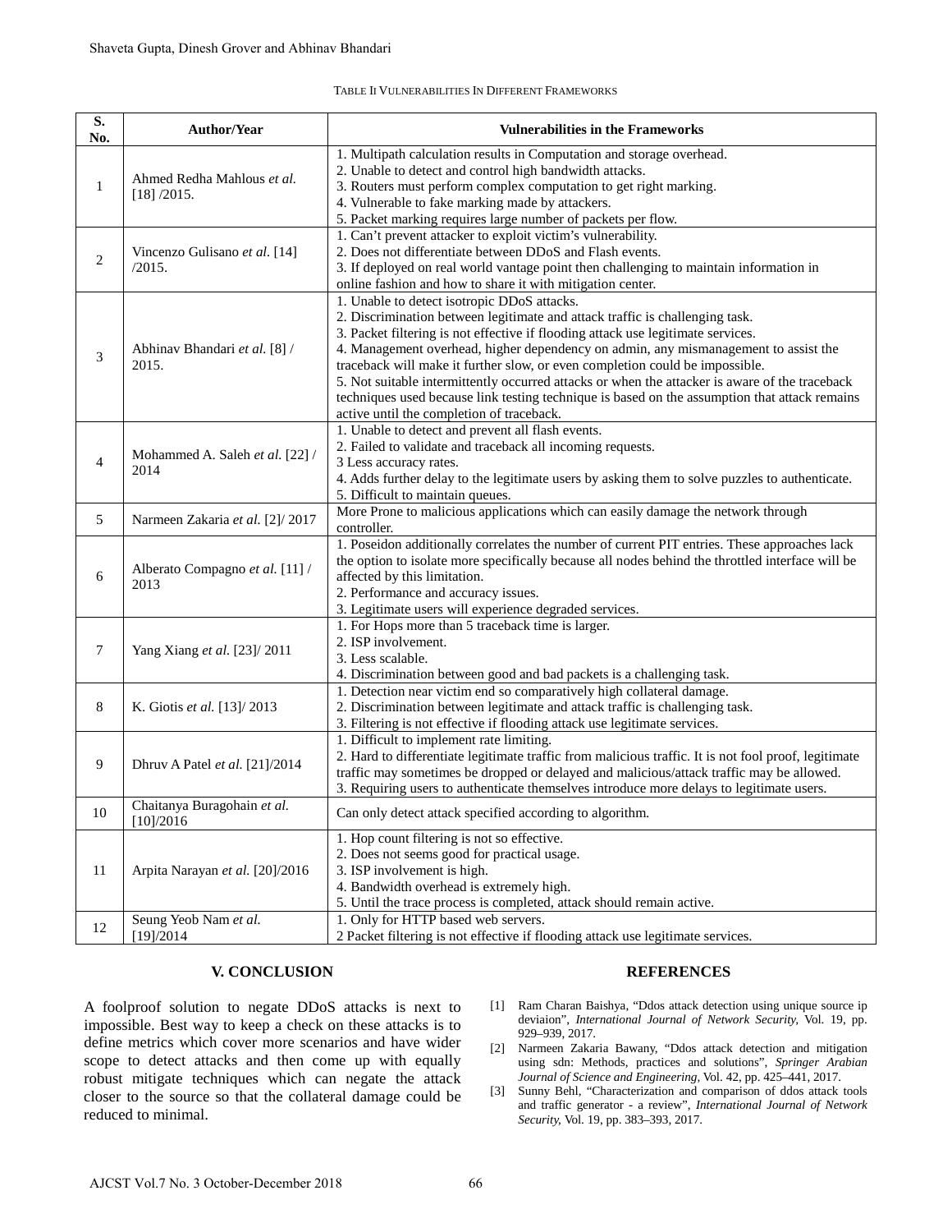TABLE II VULNERABILITIES IN DIFFERENT FRAMEWORKS

| S. No. | Author/Year | Vulnerabilities in the Frameworks |
|---|---|---|
| 1 | Ahmed Redha Mahlous *et al.* [18] /2015. | 1. Multipath calculation results in Computation and storage overhead.<br>2. Unable to detect and control high bandwidth attacks.<br>3. Routers must perform complex computation to get right marking.<br>4. Vulnerable to fake marking made by attackers.<br>5. Packet marking requires large number of packets per flow. |
| 2 | Vincenzo Gulisano *et al.* [14] /2015. | 1. Can't prevent attacker to exploit victim's vulnerability.<br>2. Does not differentiate between DDoS and Flash events.<br>3. If deployed on real world vantage point then challenging to maintain information in online fashion and how to share it with mitigation center. |
| 3 | Abhinav Bhandari *et al.* [8] / 2015. | 1. Unable to detect isotropic DDoS attacks.<br>2. Discrimination between legitimate and attack traffic is challenging task.<br>3. Packet filtering is not effective if flooding attack use legitimate services.<br>4. Management overhead, higher dependency on admin, any mismanagement to assist the traceback will make it further slow, or even completion could be impossible.<br>5. Not suitable intermittently occurred attacks or when the attacker is aware of the traceback techniques used because link testing technique is based on the assumption that attack remains active until the completion of traceback. |
| 4 | Mohammed A. Saleh *et al.* [22] / 2014 | 1. Unable to detect and prevent all flash events.<br>2. Failed to validate and traceback all incoming requests.<br>3 Less accuracy rates.<br>4. Adds further delay to the legitimate users by asking them to solve puzzles to authenticate.<br>5. Difficult to maintain queues. |
| 5 | Narmeen Zakaria *et al.* [2]/ 2017 | More Prone to malicious applications which can easily damage the network through controller. |
| 6 | Alberato Compagno *et al.* [11] / 2013 | 1. Poseidon additionally correlates the number of current PIT entries. These approaches lack the option to isolate more specifically because all nodes behind the throttled interface will be affected by this limitation.<br>2. Performance and accuracy issues.<br>3. Legitimate users will experience degraded services. |
| 7 | Yang Xiang *et al.* [23]/ 2011 | 1. For Hops more than 5 traceback time is larger.<br>2. ISP involvement.<br>3. Less scalable.<br>4. Discrimination between good and bad packets is a challenging task. |
| 8 | K. Giotis *et al.* [13]/ 2013 | 1. Detection near victim end so comparatively high collateral damage.<br>2. Discrimination between legitimate and attack traffic is challenging task.<br>3. Filtering is not effective if flooding attack use legitimate services. |
| 9 | Dhruv A Patel *et al.* [21]/2014 | 1. Difficult to implement rate limiting.<br>2. Hard to differentiate legitimate traffic from malicious traffic. It is not fool proof, legitimate traffic may sometimes be dropped or delayed and malicious/attack traffic may be allowed.<br>3. Requiring users to authenticate themselves introduce more delays to legitimate users. |
| 10 | Chaitanya Buragohain *et al.* [10]/2016 | Can only detect attack specified according to algorithm. |
| 11 | Arpita Narayan *et al.* [20]/2016 | 1. Hop count filtering is not so effective.<br>2. Does not seems good for practical usage.<br>3. ISP involvement is high.<br>4. Bandwidth overhead is extremely high.<br>5. Until the trace process is completed, attack should remain active. |
| 12 | Seung Yeob Nam *et al.* [19]/2014 | 1. Only for HTTP based web servers.<br>2 Packet filtering is not effective if flooding attack use legitimate services. |

## V. CONCLUSION

A foolproof solution to negate DDoS attacks is next to impossible. Best way to keep a check on these attacks is to define metrics which cover more scenarios and have wider scope to detect attacks and then come up with equally robust mitigate techniques which can negate the attack closer to the source so that the collateral damage could be reduced to minimal.

## REFERENCES

[1] Ram Charan Baishya, "Ddos attack detection using unique source ip deviaion", *International Journal of Network Security*, Vol. 19, pp. 929–939, 2017.

[2] Narmeen Zakaria Bawany, "Ddos attack detection and mitigation using sdn: Methods, practices and solutions", *Springer Arabian Journal of Science and Engineering*, Vol. 42, pp. 425–441, 2017.

[3] Sunny Behl, "Characterization and comparison of ddos attack tools and traffic generator - a review", *International Journal of Network Security*, Vol. 19, pp. 383–393, 2017.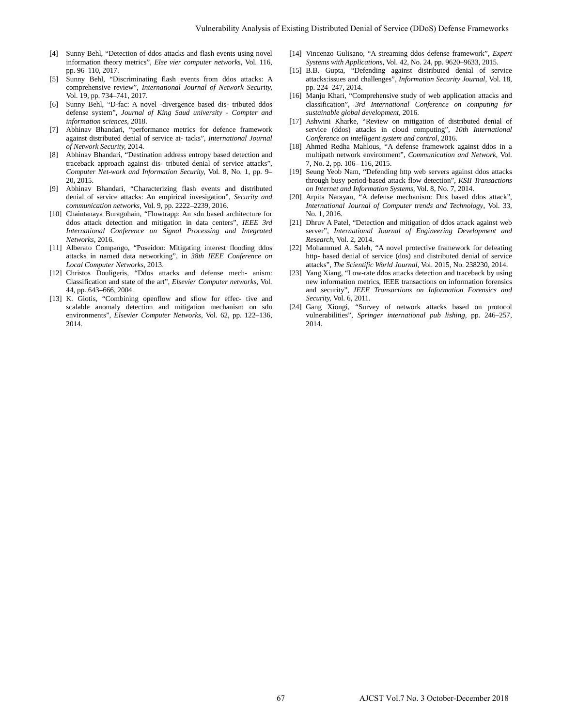[4] Sunny Behl, "Detection of ddos attacks and flash events using novel information theory metrics", *Else vier computer networks*, Vol. 116, pp. 96–110, 2017.

[5] Sunny Behl, "Discriminating flash events from ddos attacks: A comprehensive review", *International Journal of Network Security*, Vol. 19, pp. 734–741, 2017.

[6] Sunny Behl, "D-fac: A novel -divergence based dis- tributed ddos defense system", *Journal of King Saud university - Compter and information sciences*, 2018.

[7] Abhinav Bhandari, "performance metrics for defence framework against distributed denial of service at- tacks", *International Journal of Network Security*, 2014.

[8] Abhinav Bhandari, "Destination address entropy based detection and traceback approach against dis- tributed denial of service attacks", *Computer Net-work and Information Security*, Vol. 8, No. 1, pp. 9–20, 2015.

[9] Abhinav Bhandari, "Characterizing flash events and distributed denial of service attacks: An empirical invesigation", *Security and communication networks*, Vol. 9, pp. 2222–2239, 2016.

[10] Chaintanaya Buragohain, "Flowtrapp: An sdn based architecture for ddos attack detection and mitigation in data centers", *IEEE 3rd International Conference on Signal Processing and Integrated Networks*, 2016.

[11] Alberato Compango, "Poseidon: Mitigating interest flooding ddos attacks in named data networking", in *38th IEEE Conference on Local Computer Networks*, 2013.

[12] Christos Douligeris, "Ddos attacks and defense mech- anism: Classification and state of the art", *Elsevier Computer networks*, Vol. 44, pp. 643–666, 2004.

[13] K. Giotis, "Combining openflow and sflow for effec- tive and scalable anomaly detection and mitigation mechanism on sdn environments", *Elsevier Computer Networks*, Vol. 62, pp. 122–136, 2014.

[14] Vincenzo Gulisano, "A streaming ddos defense framework", *Expert Systems with Applications*, Vol. 42, No. 24, pp. 9620–9633, 2015.

[15] B.B. Gupta, "Defending against distributed denial of service attacks:issues and challenges", *Information Security Journal*, Vol. 18, pp. 224–247, 2014.

[16] Manju Khari, "Comprehensive study of web application attacks and classification", *3rd International Conference on computing for sustainable global development*, 2016.

[17] Ashwini Kharke, "Review on mitigation of distributed denial of service (ddos) attacks in cloud computing", *10th International Conference on intelligent system and control*, 2016.

[18] Ahmed Redha Mahlous, "A defense framework against ddos in a multipath network environment", *Communication and Network*, Vol. 7, No. 2, pp. 106– 116, 2015.

[19] Seung Yeob Nam, "Defending http web servers against ddos attacks through busy period-based attack flow detection", *KSII Transactions on Internet and Information Systems*, Vol. 8, No. 7, 2014.

[20] Arpita Narayan, "A defense mechanism: Dns based ddos attack", *International Journal of Computer trends and Technology*, Vol. 33, No. 1, 2016.

[21] Dhruv A Patel, "Detection and mitigation of ddos attack against web server", *International Journal of Engineering Development and Research*, Vol. 2, 2014.

[22] Mohammed A. Saleh, "A novel protective framework for defeating http- based denial of service (dos) and distributed denial of service attacks", *The Scientific World Journal*, Vol. 2015, No. 238230, 2014.

[23] Yang Xiang, "Low-rate ddos attacks detection and traceback by using new information metrics, IEEE transactions on information forensics and security", *IEEE Transactions on Information Forensics and Security*, Vol. 6, 2011.

[24] Gang Xiongi, "Survey of network attacks based on protocol vulnerabilities", *Springer international pub lishing*, pp. 246–257, 2014.